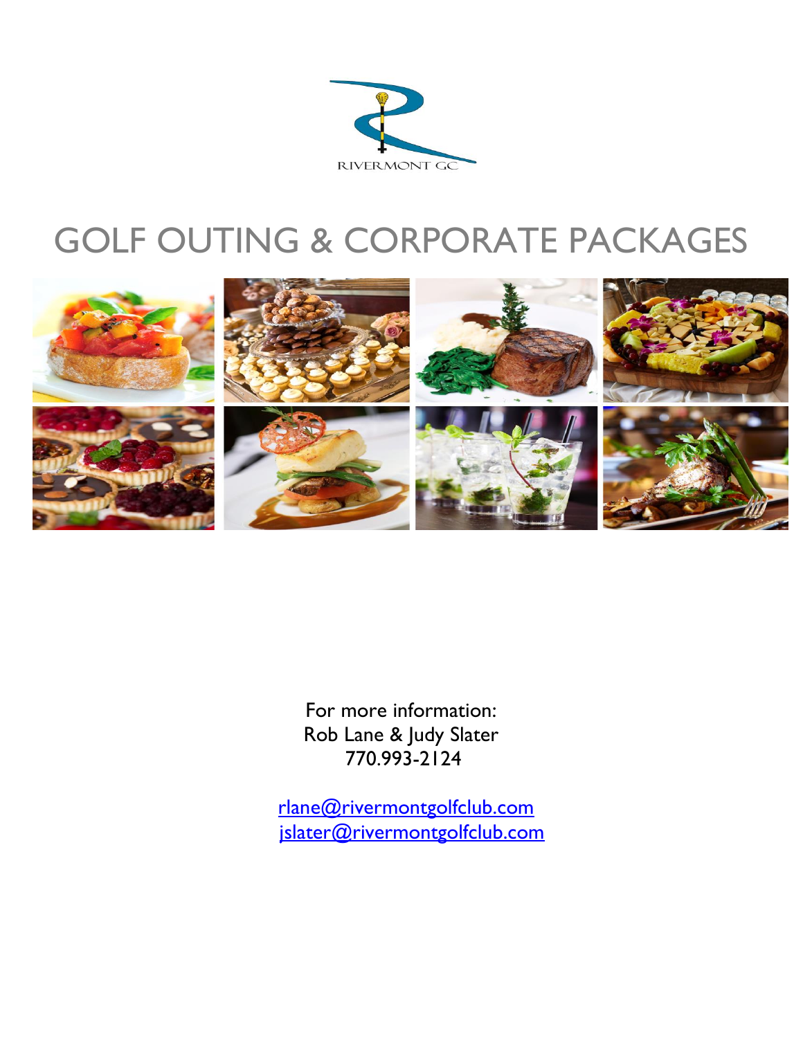RIVERMONT GC

# GOLF OUTING & CORPORATE PACKAGES

For more information:
Rob Lane & Judy Slater
770.993-2124

rlane@rivermontgolfclub.com
jslater@rivermontgolfclub.com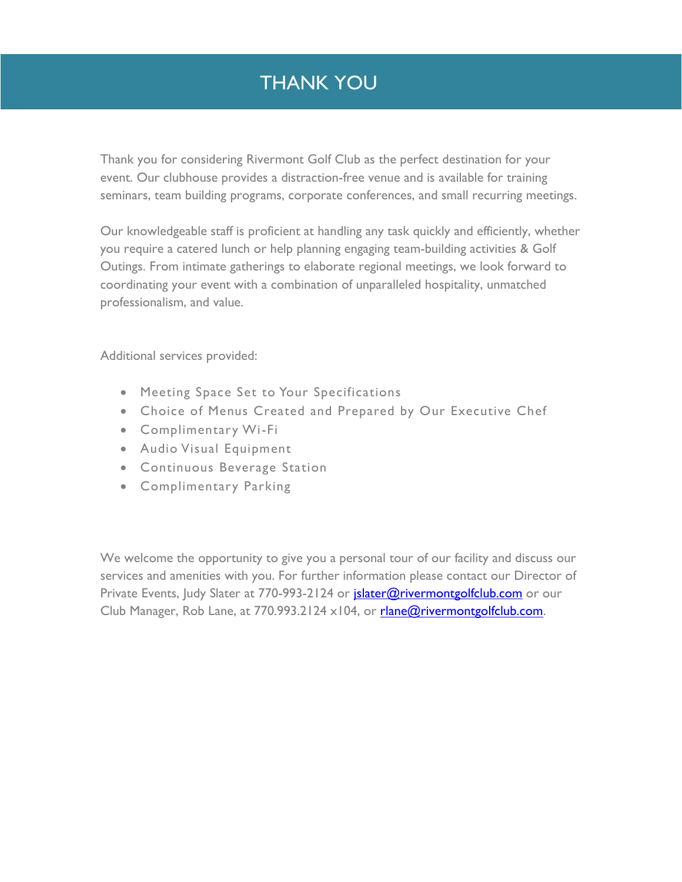# THANK YOU

Thank you for considering Rivermont Golf Club as the perfect destination for your event. Our clubhouse provides a distraction-free venue and is available for training seminars, team building programs, corporate conferences, and small recurring meetings.

Our knowledgeable staff is proficient at handling any task quickly and efficiently, whether you require a catered lunch or help planning engaging team-building activities & Golf Outings. From intimate gatherings to elaborate regional meetings, we look forward to coordinating your event with a combination of unparalleled hospitality, unmatched professionalism, and value.

Additional services provided:

- Meeting Space Set to Your Specifications
- Choice of Menus Created and Prepared by Our Executive Chef
- Complimentary Wi-Fi
- Audio Visual Equipment
- Continuous Beverage Station
- Complimentary Parking

We welcome the opportunity to give you a personal tour of our facility and discuss our services and amenities with you. For further information please contact our Director of Private Events, Judy Slater at 770-993-2124 or jslater@rivermontgolfclub.com or our Club Manager, Rob Lane, at 770.993.2124 x104, or rlane@rivermontgolfclub.com.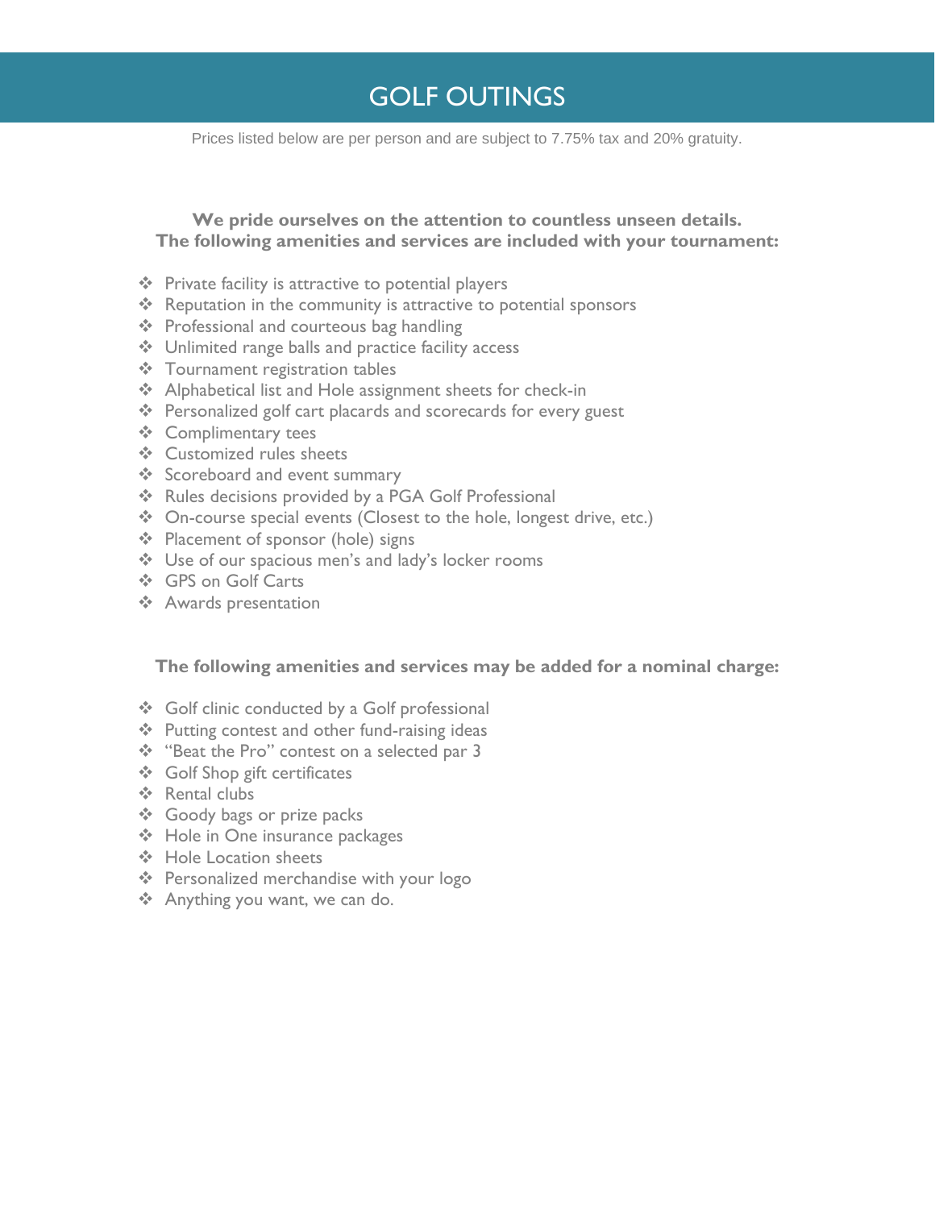# GOLF OUTINGS

Prices listed below are per person and are subject to 7.75% tax and 20% gratuity.

**We pride ourselves on the attention to countless unseen details.**
**The following amenities and services are included with your tournament:**

- Private facility is attractive to potential players
- Reputation in the community is attractive to potential sponsors
- Professional and courteous bag handling
- Unlimited range balls and practice facility access
- Tournament registration tables
- Alphabetical list and Hole assignment sheets for check-in
- Personalized golf cart placards and scorecards for every guest
- Complimentary tees
- Customized rules sheets
- Scoreboard and event summary
- Rules decisions provided by a PGA Golf Professional
- On-course special events (Closest to the hole, longest drive, etc.)
- Placement of sponsor (hole) signs
- Use of our spacious men's and lady's locker rooms
- GPS on Golf Carts
- Awards presentation

**The following amenities and services may be added for a nominal charge:**

- Golf clinic conducted by a Golf professional
- Putting contest and other fund-raising ideas
- "Beat the Pro" contest on a selected par 3
- Golf Shop gift certificates
- Rental clubs
- Goody bags or prize packs
- Hole in One insurance packages
- Hole Location sheets
- Personalized merchandise with your logo
- Anything you want, we can do.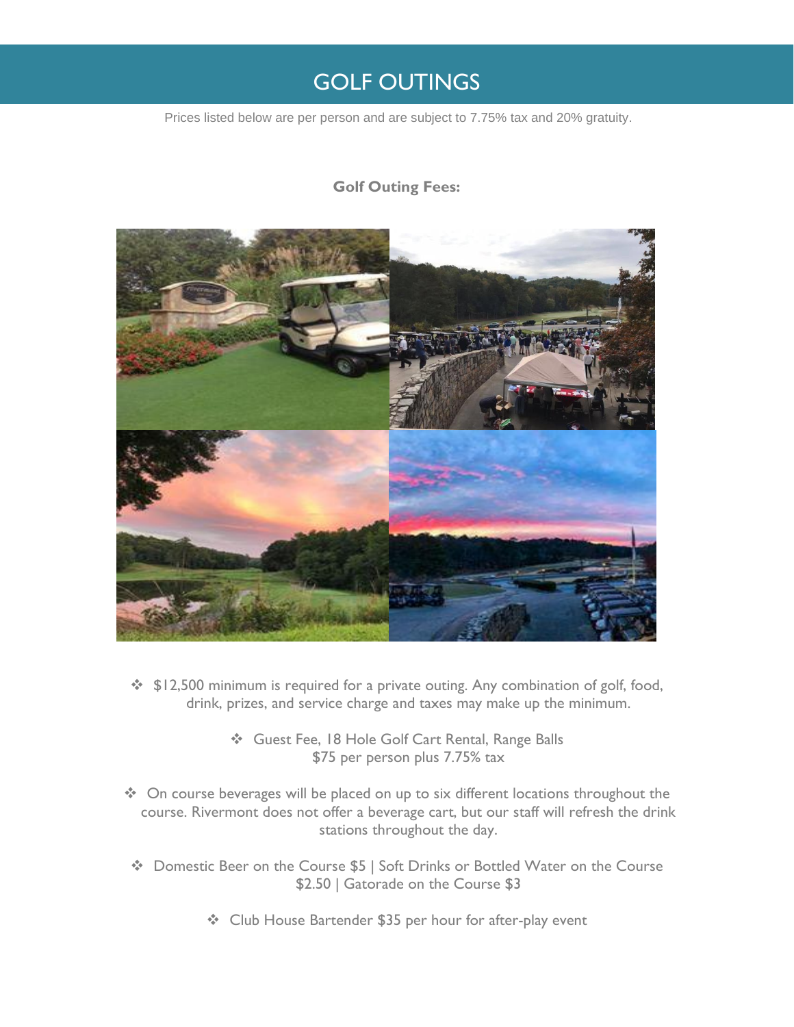# GOLF OUTINGS

Prices listed below are per person and are subject to 7.75% tax and 20% gratuity.

**Golf Outing Fees:**

- $12,500 minimum is required for a private outing. Any combination of golf, food, drink, prizes, and service charge and taxes may make up the minimum.
- Guest Fee, 18 Hole Golf Cart Rental, Range Balls
  $75 per person plus 7.75% tax
- On course beverages will be placed on up to six different locations throughout the course. Rivermont does not offer a beverage cart, but our staff will refresh the drink stations throughout the day.
- Domestic Beer on the Course $5 | Soft Drinks or Bottled Water on the Course $2.50 | Gatorade on the Course $3
- Club House Bartender $35 per hour for after-play event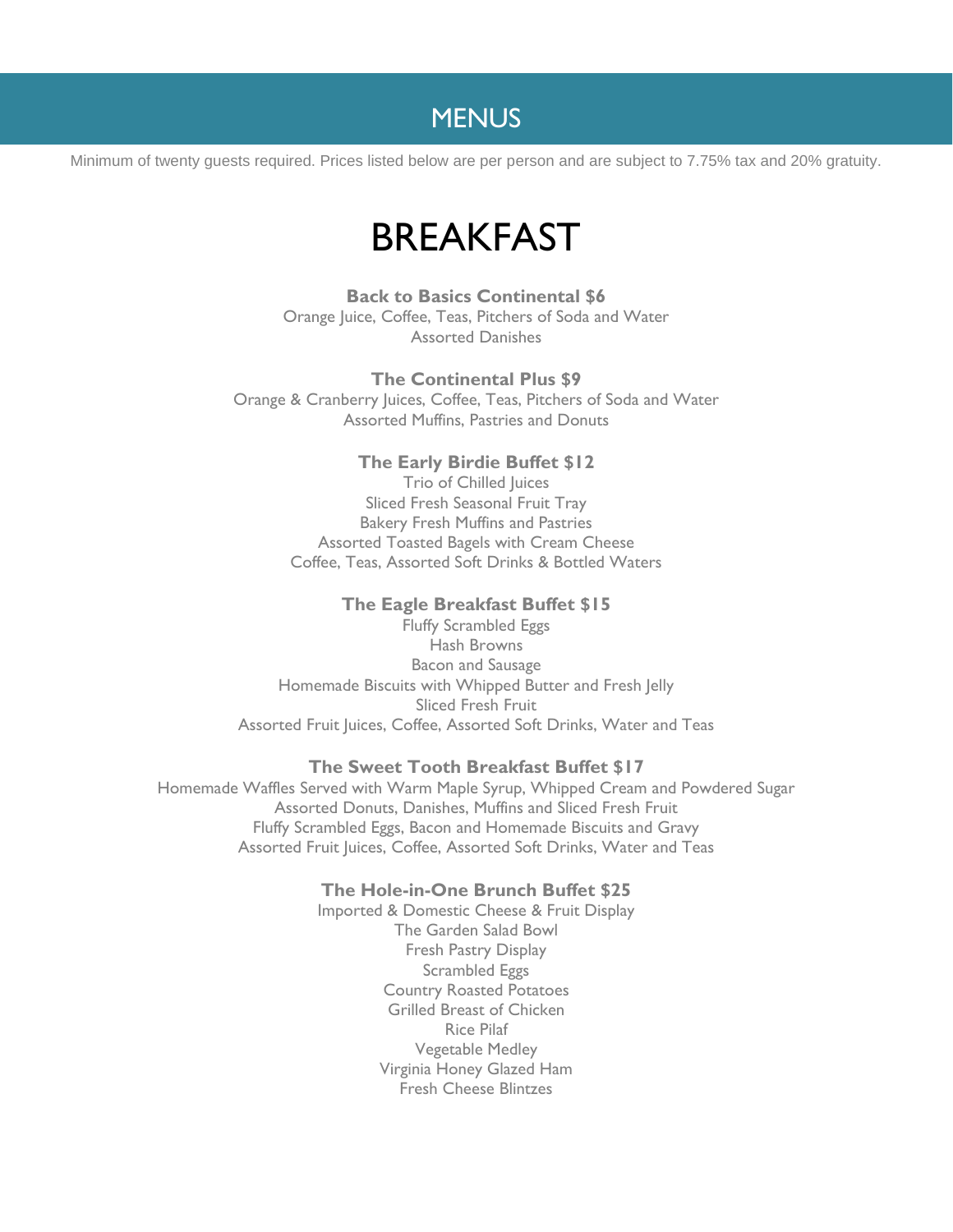# MENUS

Minimum of twenty guests required. Prices listed below are per person and are subject to 7.75% tax and 20% gratuity.

## BREAKFAST

**Back to Basics Continental $6**
Orange Juice, Coffee, Teas, Pitchers of Soda and Water
Assorted Danishes

**The Continental Plus $9**
Orange & Cranberry Juices, Coffee, Teas, Pitchers of Soda and Water
Assorted Muffins, Pastries and Donuts

**The Early Birdie Buffet $12**
Trio of Chilled Juices
Sliced Fresh Seasonal Fruit Tray
Bakery Fresh Muffins and Pastries
Assorted Toasted Bagels with Cream Cheese
Coffee, Teas, Assorted Soft Drinks & Bottled Waters

**The Eagle Breakfast Buffet $15**
Fluffy Scrambled Eggs
Hash Browns
Bacon and Sausage
Homemade Biscuits with Whipped Butter and Fresh Jelly
Sliced Fresh Fruit
Assorted Fruit Juices, Coffee, Assorted Soft Drinks, Water and Teas

**The Sweet Tooth Breakfast Buffet $17**
Homemade Waffles Served with Warm Maple Syrup, Whipped Cream and Powdered Sugar
Assorted Donuts, Danishes, Muffins and Sliced Fresh Fruit
Fluffy Scrambled Eggs, Bacon and Homemade Biscuits and Gravy
Assorted Fruit Juices, Coffee, Assorted Soft Drinks, Water and Teas

**The Hole-in-One Brunch Buffet $25**
Imported & Domestic Cheese & Fruit Display
The Garden Salad Bowl
Fresh Pastry Display
Scrambled Eggs
Country Roasted Potatoes
Grilled Breast of Chicken
Rice Pilaf
Vegetable Medley
Virginia Honey Glazed Ham
Fresh Cheese Blintzes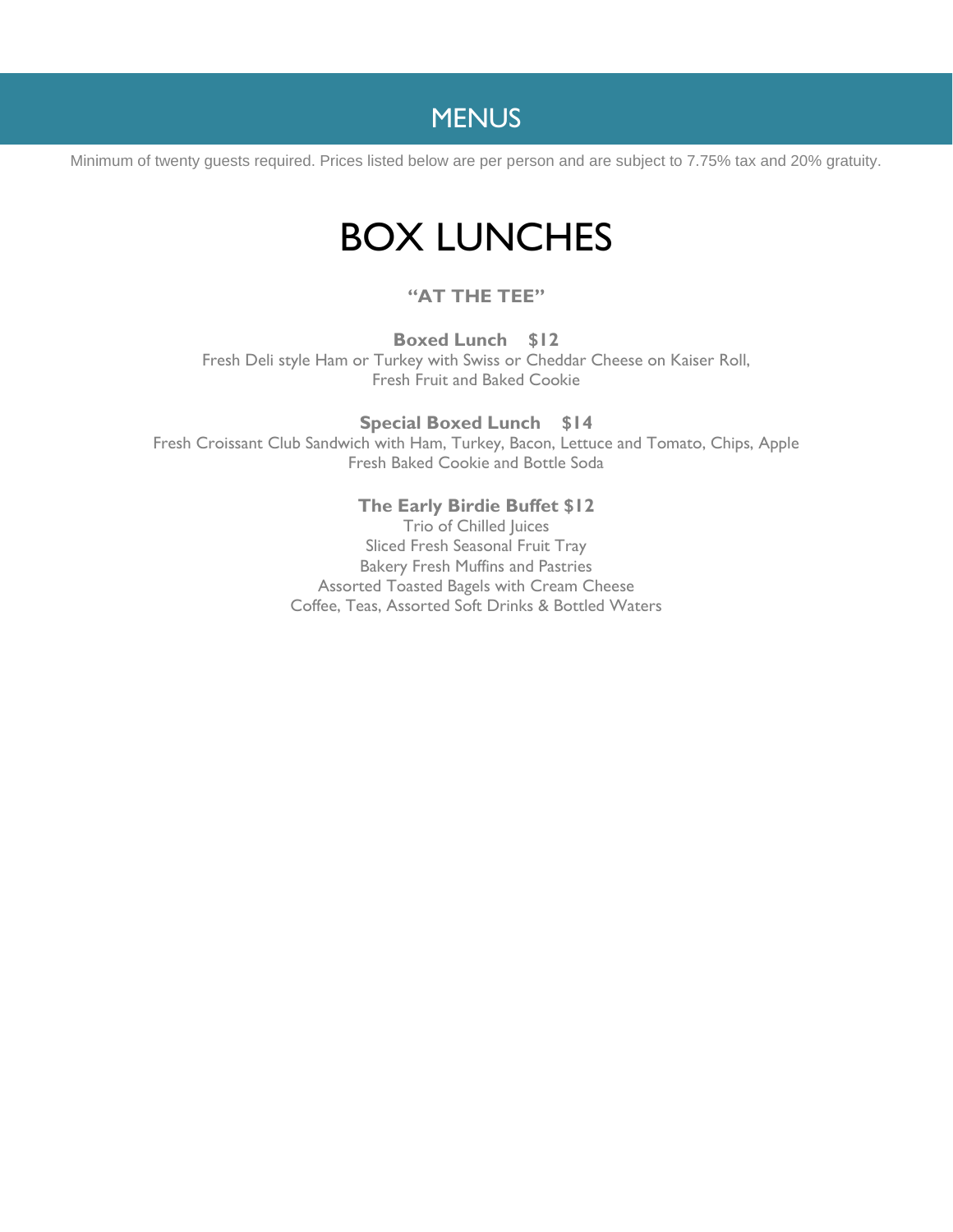# MENUS

Minimum of twenty guests required. Prices listed below are per person and are subject to 7.75% tax and 20% gratuity.

## BOX LUNCHES

### "AT THE TEE"

**Boxed Lunch $12**
Fresh Deli style Ham or Turkey with Swiss or Cheddar Cheese on Kaiser Roll,
Fresh Fruit and Baked Cookie

**Special Boxed Lunch $14**
Fresh Croissant Club Sandwich with Ham, Turkey, Bacon, Lettuce and Tomato, Chips, Apple
Fresh Baked Cookie and Bottle Soda

**The Early Birdie Buffet $12**
Trio of Chilled Juices
Sliced Fresh Seasonal Fruit Tray
Bakery Fresh Muffins and Pastries
Assorted Toasted Bagels with Cream Cheese
Coffee, Teas, Assorted Soft Drinks & Bottled Waters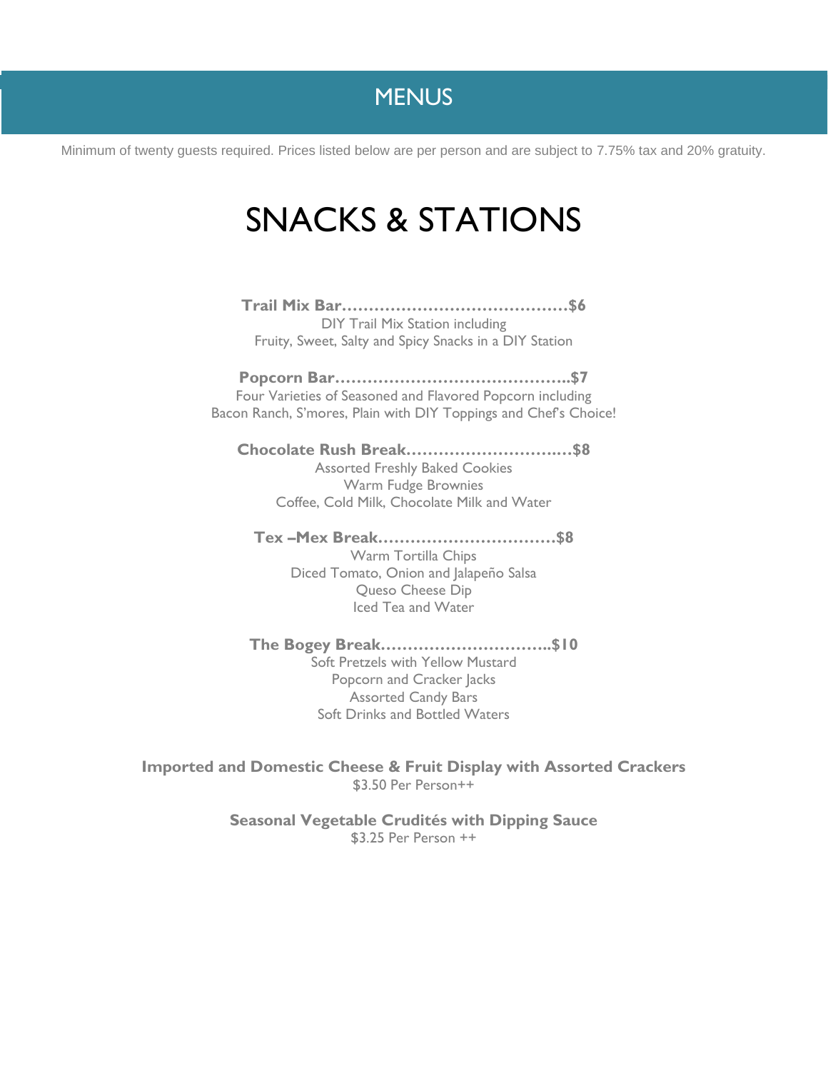# MENUS

Minimum of twenty guests required. Prices listed below are per person and are subject to 7.75% tax and 20% gratuity.

## SNACKS & STATIONS

**Trail Mix Bar……………………………………$6**
DIY Trail Mix Station including
Fruity, Sweet, Salty and Spicy Snacks in a DIY Station

**Popcorn Bar……………………………………..$7**
Four Varieties of Seasoned and Flavored Popcorn including
Bacon Ranch, S'mores, Plain with DIY Toppings and Chef's Choice!

**Chocolate Rush Break…………………………$8**
Assorted Freshly Baked Cookies
Warm Fudge Brownies
Coffee, Cold Milk, Chocolate Milk and Water

**Tex –Mex Break……………………………$8**
Warm Tortilla Chips
Diced Tomato, Onion and Jalapeño Salsa
Queso Cheese Dip
Iced Tea and Water

**The Bogey Break…………………………..$10**
Soft Pretzels with Yellow Mustard
Popcorn and Cracker Jacks
Assorted Candy Bars
Soft Drinks and Bottled Waters

**Imported and Domestic Cheese & Fruit Display with Assorted Crackers**
$3.50 Per Person++

**Seasonal Vegetable Crudités with Dipping Sauce**
$3.25 Per Person ++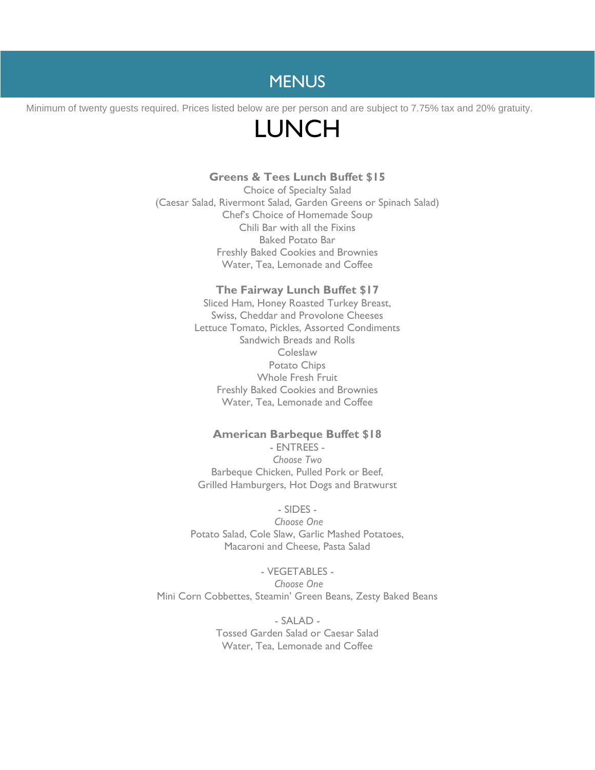# MENUS

Minimum of twenty guests required. Prices listed below are per person and are subject to 7.75% tax and 20% gratuity.

## LUNCH

**Greens & Tees Lunch Buffet $15**

Choice of Specialty Salad  
(Caesar Salad, Rivermont Salad, Garden Greens or Spinach Salad)  
Chef's Choice of Homemade Soup  
Chili Bar with all the Fixins  
Baked Potato Bar  
Freshly Baked Cookies and Brownies  
Water, Tea, Lemonade and Coffee

**The Fairway Lunch Buffet $17**

Sliced Ham, Honey Roasted Turkey Breast,  
Swiss, Cheddar and Provolone Cheeses  
Lettuce Tomato, Pickles, Assorted Condiments  
Sandwich Breads and Rolls  
Coleslaw  
Potato Chips  
Whole Fresh Fruit  
Freshly Baked Cookies and Brownies  
Water, Tea, Lemonade and Coffee

**American Barbeque Buffet $18**

- ENTREES -  
*Choose Two*  
Barbeque Chicken, Pulled Pork or Beef,  
Grilled Hamburgers, Hot Dogs and Bratwurst

- SIDES -  
*Choose One*  
Potato Salad, Cole Slaw, Garlic Mashed Potatoes,  
Macaroni and Cheese, Pasta Salad

- VEGETABLES -  
*Choose One*  
Mini Corn Cobbettes, Steamin' Green Beans, Zesty Baked Beans

- SALAD -  
Tossed Garden Salad or Caesar Salad  
Water, Tea, Lemonade and Coffee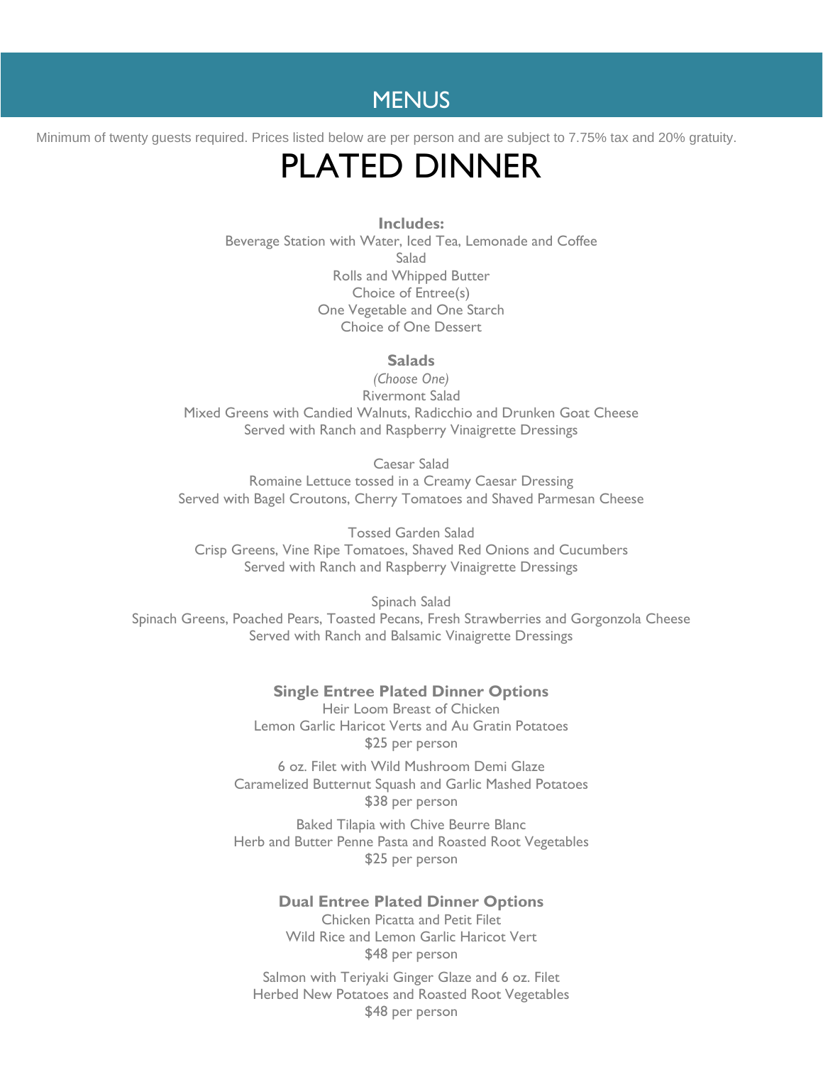## MENUS

Minimum of twenty guests required. Prices listed below are per person and are subject to 7.75% tax and 20% gratuity.

# PLATED DINNER

**Includes:**

Beverage Station with Water, Iced Tea, Lemonade and Coffee
Salad
Rolls and Whipped Butter
Choice of Entree(s)
One Vegetable and One Starch
Choice of One Dessert

**Salads**

*(Choose One)*

Rivermont Salad
Mixed Greens with Candied Walnuts, Radicchio and Drunken Goat Cheese
Served with Ranch and Raspberry Vinaigrette Dressings

Caesar Salad
Romaine Lettuce tossed in a Creamy Caesar Dressing
Served with Bagel Croutons, Cherry Tomatoes and Shaved Parmesan Cheese

Tossed Garden Salad
Crisp Greens, Vine Ripe Tomatoes, Shaved Red Onions and Cucumbers
Served with Ranch and Raspberry Vinaigrette Dressings

Spinach Salad
Spinach Greens, Poached Pears, Toasted Pecans, Fresh Strawberries and Gorgonzola Cheese
Served with Ranch and Balsamic Vinaigrette Dressings

**Single Entree Plated Dinner Options**

Heir Loom Breast of Chicken
Lemon Garlic Haricot Verts and Au Gratin Potatoes
$25 per person

6 oz. Filet with Wild Mushroom Demi Glaze
Caramelized Butternut Squash and Garlic Mashed Potatoes
$38 per person

Baked Tilapia with Chive Beurre Blanc
Herb and Butter Penne Pasta and Roasted Root Vegetables
$25 per person

**Dual Entree Plated Dinner Options**

Chicken Picatta and Petit Filet
Wild Rice and Lemon Garlic Haricot Vert
$48 per person

Salmon with Teriyaki Ginger Glaze and 6 oz. Filet
Herbed New Potatoes and Roasted Root Vegetables
$48 per person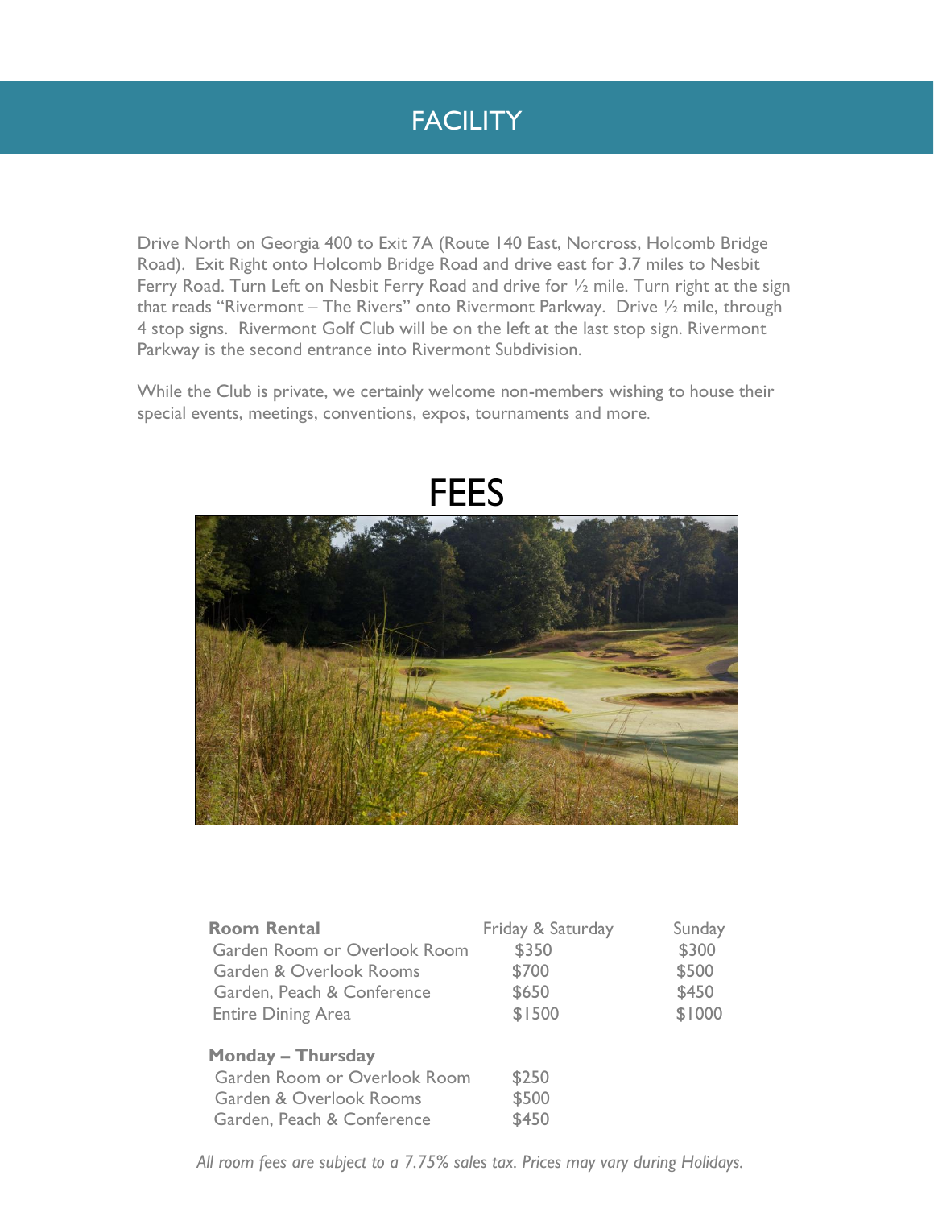# FACILITY

Drive North on Georgia 400 to Exit 7A (Route 140 East, Norcross, Holcomb Bridge Road). Exit Right onto Holcomb Bridge Road and drive east for 3.7 miles to Nesbit Ferry Road. Turn Left on Nesbit Ferry Road and drive for ½ mile. Turn right at the sign that reads "Rivermont – The Rivers" onto Rivermont Parkway. Drive ½ mile, through 4 stop signs. Rivermont Golf Club will be on the left at the last stop sign. Rivermont Parkway is the second entrance into Rivermont Subdivision.

While the Club is private, we certainly welcome non-members wishing to house their special events, meetings, conventions, expos, tournaments and more.

# FEES

| **Room Rental** | Friday & Saturday | Sunday |
|---|---|---|
| Garden Room or Overlook Room | $350 | $300 |
| Garden & Overlook Rooms | $700 | $500 |
| Garden, Peach & Conference | $650 | $450 |
| Entire Dining Area | $1500 | $1000 |
| **Monday – Thursday** | | |
| Garden Room or Overlook Room | $250 | |
| Garden & Overlook Rooms | $500 | |
| Garden, Peach & Conference | $450 | |

*All room fees are subject to a 7.75% sales tax. Prices may vary during Holidays.*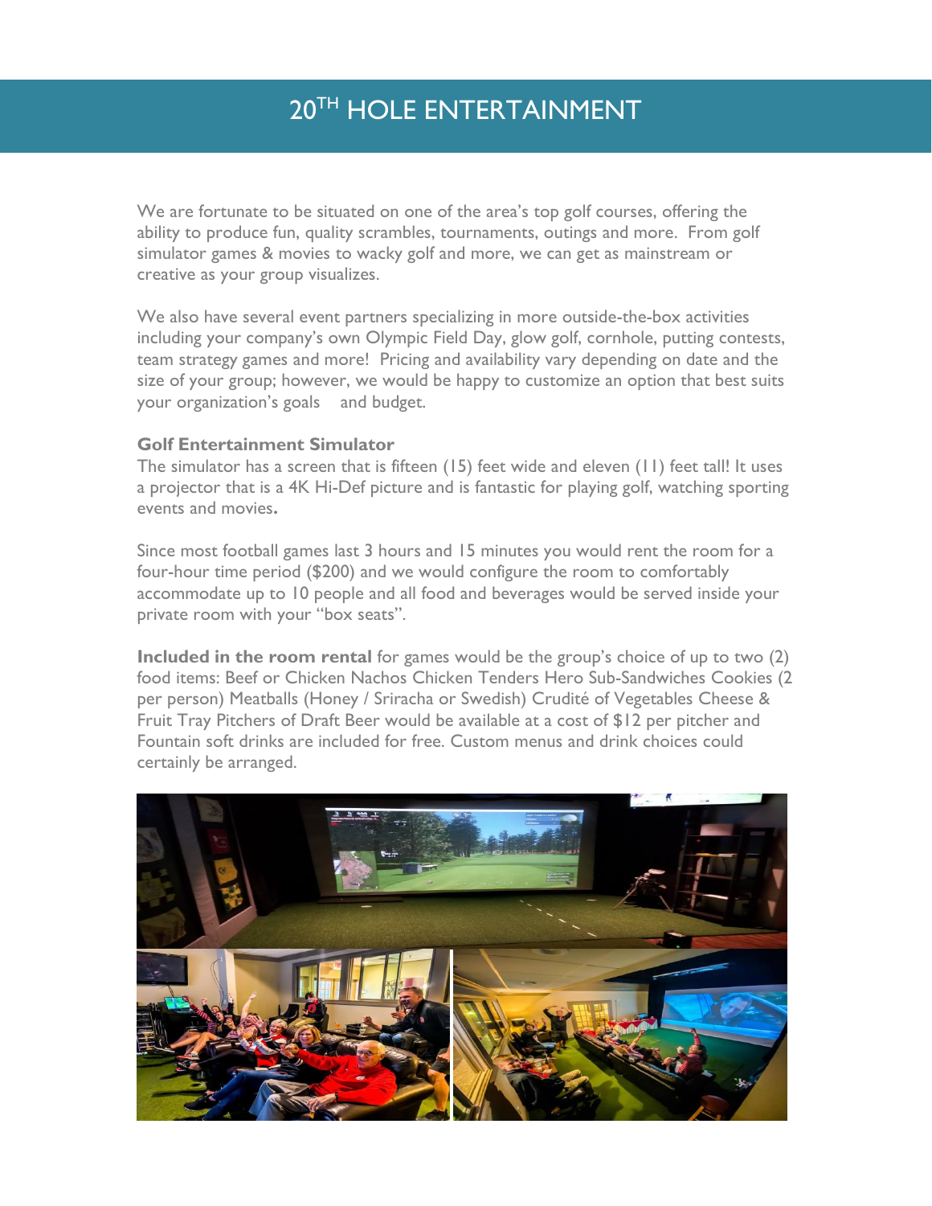# 20TH HOLE ENTERTAINMENT

We are fortunate to be situated on one of the area's top golf courses, offering the ability to produce fun, quality scrambles, tournaments, outings and more. From golf simulator games & movies to wacky golf and more, we can get as mainstream or creative as your group visualizes.

We also have several event partners specializing in more outside-the-box activities including your company's own Olympic Field Day, glow golf, cornhole, putting contests, team strategy games and more! Pricing and availability vary depending on date and the size of your group; however, we would be happy to customize an option that best suits your organization's goals and budget.

**Golf Entertainment Simulator**

The simulator has a screen that is fifteen (15) feet wide and eleven (11) feet tall! It uses a projector that is a 4K Hi-Def picture and is fantastic for playing golf, watching sporting events and movies.

Since most football games last 3 hours and 15 minutes you would rent the room for a four-hour time period ($200) and we would configure the room to comfortably accommodate up to 10 people and all food and beverages would be served inside your private room with your "box seats".

**Included in the room rental** for games would be the group's choice of up to two (2) food items: Beef or Chicken Nachos Chicken Tenders Hero Sub-Sandwiches Cookies (2 per person) Meatballs (Honey / Sriracha or Swedish) Crudité of Vegetables Cheese & Fruit Tray Pitchers of Draft Beer would be available at a cost of $12 per pitcher and Fountain soft drinks are included for free. Custom menus and drink choices could certainly be arranged.